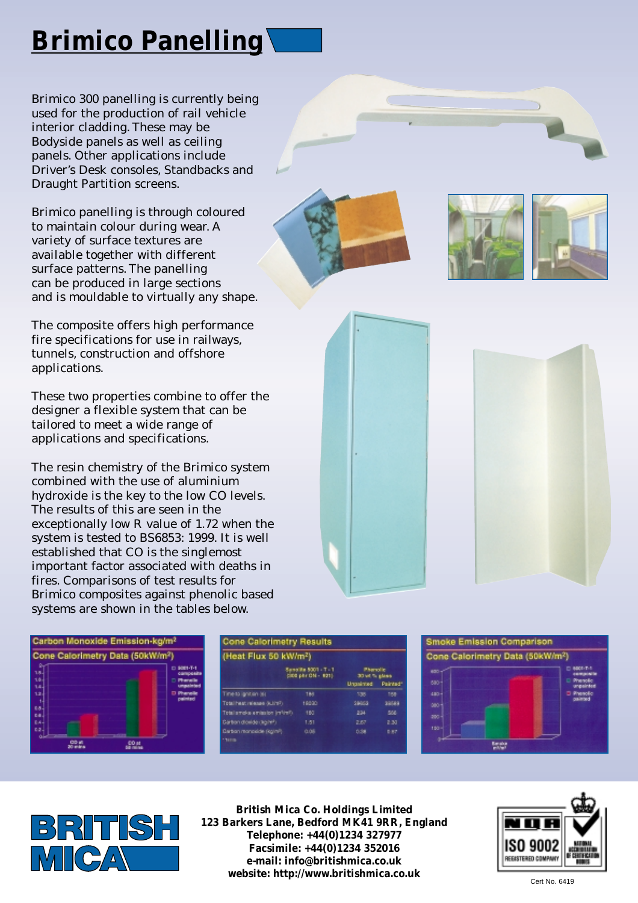# Brimico Panelling

Brimico 300 panelling is currently being used for the production of rail vehicle interior cladding. These may be Bodyside panels as well as ceiling panels. Other applications include Driver's Desk consoles, Standbacks and Draught Partition screens.

Brimico panelling is through coloured to maintain colour during wear. A variety of surface textures are available together with different surface patterns. The panelling can be produced in large sections and is mouldable to virtually any shape.

The composite offers high performance fire specifications for use in railways, tunnels, construction and offshore applications.

These two properties combine to offer the designer a flexible system that can be tailored to meet a wide range of applications and specifications.

The resin chemistry of the Brimico system combined with the use of aluminium hydroxide is the key to the low CO levels. The results of this are seen in the exceptionally low R value of 1.72 when the system is tested to BS6853: 1999. It is well established that CO is the singlemost important factor associated with deaths in fires. Comparisons of test results for Brimico composites against phenolic based systems are shown in the tables below.

**Carbon Monoxide Emission-kg/m²**
**Cone Calorimetry Data (50kW/m²)**

**Cone Calorimetry Results**
**(Heat Flux 50 kW/m²)**

| | Synolite 8001-T-1 (200 phr CN-921) | Phenolic 30 wt % glass Unpainted | Phenolic 30 wt % glass Painted* |
|---|---|---|---|
| Time to ignition (s) | 186 | 136 | 158 |
| Total heat release (kJ/m²) | 15030 | 28653 | 33589 |
| Total smoke emission (m²/m²) | 150 | 234 | 566 |
| Carbon dioxide (kg/m²) | 1.51 | 2.57 | 2.32 |
| Carbon monoxide (kg/m²) | 0.06 | 0.38 | 0.57 |

\* Note

**Smoke Emission Comparison**
**Cone Calorimetry Data (50kW/m²)**

**British Mica Co. Holdings Limited**
**123 Barkers Lane, Bedford MK41 9RR, England**
**Telephone: +44(0)1234 327977**
**Facsimile: +44(0)1234 352016**
**e-mail: info@britishmica.co.uk**
**website: http://www.britishmica.co.uk**

ISO 9002 Registered Company

Cert No. 6419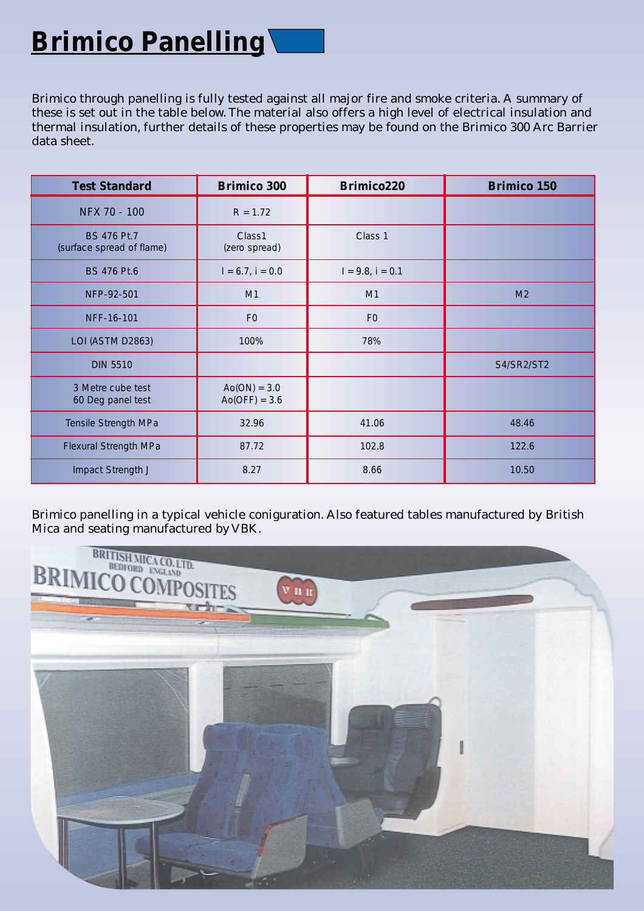# Brimico Panelling

Brimico through panelling is fully tested against all major fire and smoke criteria. A summary of these is set out in the table below. The material also offers a high level of electrical insulation and thermal insulation, further details of these properties may be found on the Brimico 300 Arc Barrier data sheet.

| Test Standard | Brimico 300 | Brimico220 | Brimico 150 |
|---|---|---|---|
| NFX 70 - 100 | R = 1.72 | | |
| BS 476 Pt.7 (surface spread of flame) | Class1 (zero spread) | Class 1 | |
| BS 476 Pt.6 | I = 6.7, i = 0.0 | I = 9.8, i = 0.1 | |
| NFP-92-501 | M1 | M1 | M2 |
| NFF-16-101 | F0 | F0 | |
| LOI (ASTM D2863) | 100% | 78% | |
| DIN 5510 | | | S4/SR2/ST2 |
| 3 Metre cube test 60 Deg panel test | Ao(ON) = 3.0 Ao(OFF) = 3.6 | | |
| Tensile Strength MPa | 32.96 | 41.06 | 48.46 |
| Flexural Strength MPa | 87.72 | 102.8 | 122.6 |
| Impact Strength J | 8.27 | 8.66 | 10.50 |

Brimico panelling in a typical vehicle coniguration. Also featured tables manufactured by British Mica and seating manufactured by VBK.